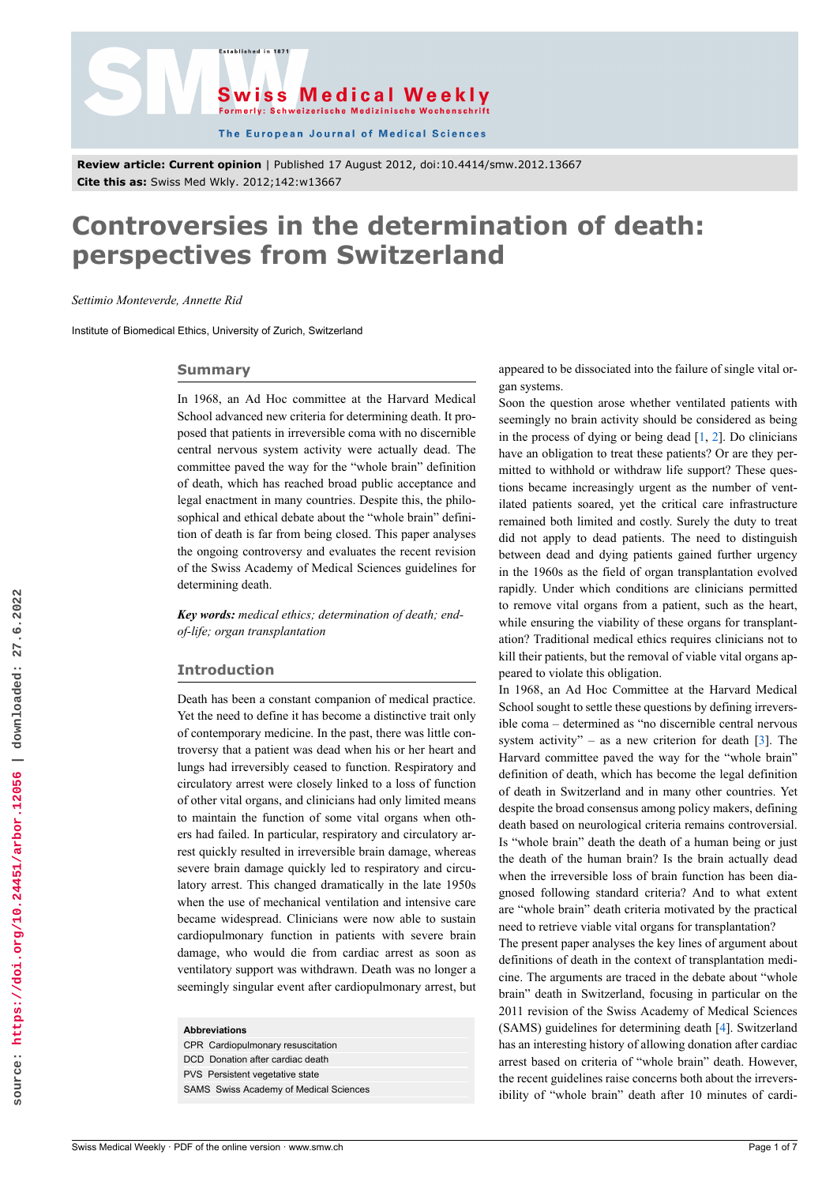**Review article: Current opinion** | Published 17 August 2012, doi:10.4414/smw.2012.13667
**Cite this as:** Swiss Med Wkly. 2012;142:w13667

# Controversies in the determination of death: perspectives from Switzerland

*Settimio Monteverde, Annette Rid*

Institute of Biomedical Ethics, University of Zurich, Switzerland

## Summary

In 1968, an Ad Hoc committee at the Harvard Medical School advanced new criteria for determining death. It proposed that patients in irreversible coma with no discernible central nervous system activity were actually dead. The committee paved the way for the "whole brain" definition of death, which has reached broad public acceptance and legal enactment in many countries. Despite this, the philosophical and ethical debate about the "whole brain" definition of death is far from being closed. This paper analyses the ongoing controversy and evaluates the recent revision of the Swiss Academy of Medical Sciences guidelines for determining death.

***Key words:*** *medical ethics; determination of death; end-of-life; organ transplantation*

## Introduction

Death has been a constant companion of medical practice. Yet the need to define it has become a distinctive trait only of contemporary medicine. In the past, there was little controversy that a patient was dead when his or her heart and lungs had irreversibly ceased to function. Respiratory and circulatory arrest were closely linked to a loss of function of other vital organs, and clinicians had only limited means to maintain the function of some vital organs when others had failed. In particular, respiratory and circulatory arrest quickly resulted in irreversible brain damage, whereas severe brain damage quickly led to respiratory and circulatory arrest. This changed dramatically in the late 1950s when the use of mechanical ventilation and intensive care became widespread. Clinicians were now able to sustain cardiopulmonary function in patients with severe brain damage, who would die from cardiac arrest as soon as ventilatory support was withdrawn. Death was no longer a seemingly singular event after cardiopulmonary arrest, but appeared to be dissociated into the failure of single vital organ systems.

| Abbreviations |
|---|
| CPR Cardiopulmonary resuscitation |
| DCD Donation after cardiac death |
| PVS Persistent vegetative state |
| SAMS Swiss Academy of Medical Sciences |

Soon the question arose whether ventilated patients with seemingly no brain activity should be considered as being in the process of dying or being dead [1, 2]. Do clinicians have an obligation to treat these patients? Or are they permitted to withhold or withdraw life support? These questions became increasingly urgent as the number of ventilated patients soared, yet the critical care infrastructure remained both limited and costly. Surely the duty to treat did not apply to dead patients. The need to distinguish between dead and dying patients gained further urgency in the 1960s as the field of organ transplantation evolved rapidly. Under which conditions are clinicians permitted to remove vital organs from a patient, such as the heart, while ensuring the viability of these organs for transplantation? Traditional medical ethics requires clinicians not to kill their patients, but the removal of viable vital organs appeared to violate this obligation.

In 1968, an Ad Hoc Committee at the Harvard Medical School sought to settle these questions by defining irreversible coma – determined as "no discernible central nervous system activity" – as a new criterion for death [3]. The Harvard committee paved the way for the "whole brain" definition of death, which has become the legal definition of death in Switzerland and in many other countries. Yet despite the broad consensus among policy makers, defining death based on neurological criteria remains controversial. Is "whole brain" death the death of a human being or just the death of the human brain? Is the brain actually dead when the irreversible loss of brain function has been diagnosed following standard criteria? And to what extent are "whole brain" death criteria motivated by the practical need to retrieve viable vital organs for transplantation?

The present paper analyses the key lines of argument about definitions of death in the context of transplantation medicine. The arguments are traced in the debate about "whole brain" death in Switzerland, focusing in particular on the 2011 revision of the Swiss Academy of Medical Sciences (SAMS) guidelines for determining death [4]. Switzerland has an interesting history of allowing donation after cardiac arrest based on criteria of "whole brain" death. However, the recent guidelines raise concerns both about the irreversibility of "whole brain" death after 10 minutes of cardi-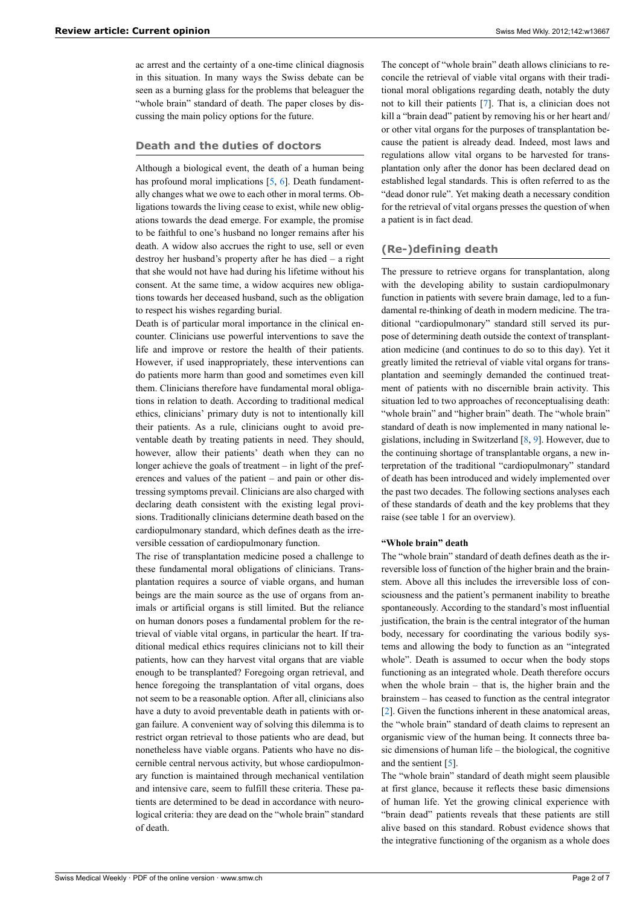ac arrest and the certainty of a one-time clinical diagnosis in this situation. In many ways the Swiss debate can be seen as a burning glass for the problems that beleaguer the "whole brain" standard of death. The paper closes by discussing the main policy options for the future.

## Death and the duties of doctors

Although a biological event, the death of a human being has profound moral implications [5, 6]. Death fundamentally changes what we owe to each other in moral terms. Obligations towards the living cease to exist, while new obligations towards the dead emerge. For example, the promise to be faithful to one's husband no longer remains after his death. A widow also accrues the right to use, sell or even destroy her husband's property after he has died – a right that she would not have had during his lifetime without his consent. At the same time, a widow acquires new obligations towards her deceased husband, such as the obligation to respect his wishes regarding burial.

Death is of particular moral importance in the clinical encounter. Clinicians use powerful interventions to save the life and improve or restore the health of their patients. However, if used inappropriately, these interventions can do patients more harm than good and sometimes even kill them. Clinicians therefore have fundamental moral obligations in relation to death. According to traditional medical ethics, clinicians' primary duty is not to intentionally kill their patients. As a rule, clinicians ought to avoid preventable death by treating patients in need. They should, however, allow their patients' death when they can no longer achieve the goals of treatment – in light of the preferences and values of the patient – and pain or other distressing symptoms prevail. Clinicians are also charged with declaring death consistent with the existing legal provisions. Traditionally clinicians determine death based on the cardiopulmonary standard, which defines death as the irreversible cessation of cardiopulmonary function.

The rise of transplantation medicine posed a challenge to these fundamental moral obligations of clinicians. Transplantation requires a source of viable organs, and human beings are the main source as the use of organs from animals or artificial organs is still limited. But the reliance on human donors poses a fundamental problem for the retrieval of viable vital organs, in particular the heart. If traditional medical ethics requires clinicians not to kill their patients, how can they harvest vital organs that are viable enough to be transplanted? Foregoing organ retrieval, and hence foregoing the transplantation of vital organs, does not seem to be a reasonable option. After all, clinicians also have a duty to avoid preventable death in patients with organ failure. A convenient way of solving this dilemma is to restrict organ retrieval to those patients who are dead, but nonetheless have viable organs. Patients who have no discernible central nervous activity, but whose cardiopulmonary function is maintained through mechanical ventilation and intensive care, seem to fulfill these criteria. These patients are determined to be dead in accordance with neurological criteria: they are dead on the "whole brain" standard of death.

The concept of "whole brain" death allows clinicians to reconcile the retrieval of viable vital organs with their traditional moral obligations regarding death, notably the duty not to kill their patients [7]. That is, a clinician does not kill a "brain dead" patient by removing his or her heart and/or other vital organs for the purposes of transplantation because the patient is already dead. Indeed, most laws and regulations allow vital organs to be harvested for transplantation only after the donor has been declared dead on established legal standards. This is often referred to as the "dead donor rule". Yet making death a necessary condition for the retrieval of vital organs presses the question of when a patient is in fact dead.

## (Re-)defining death

The pressure to retrieve organs for transplantation, along with the developing ability to sustain cardiopulmonary function in patients with severe brain damage, led to a fundamental re-thinking of death in modern medicine. The traditional "cardiopulmonary" standard still served its purpose of determining death outside the context of transplantation medicine (and continues to do so to this day). Yet it greatly limited the retrieval of viable vital organs for transplantation and seemingly demanded the continued treatment of patients with no discernible brain activity. This situation led to two approaches of reconceptualising death: "whole brain" and "higher brain" death. The "whole brain" standard of death is now implemented in many national legislations, including in Switzerland [8, 9]. However, due to the continuing shortage of transplantable organs, a new interpretation of the traditional "cardiopulmonary" standard of death has been introduced and widely implemented over the past two decades. The following sections analyses each of these standards of death and the key problems that they raise (see table 1 for an overview).

### "Whole brain" death

The "whole brain" standard of death defines death as the irreversible loss of function of the higher brain and the brainstem. Above all this includes the irreversible loss of consciousness and the patient's permanent inability to breathe spontaneously. According to the standard's most influential justification, the brain is the central integrator of the human body, necessary for coordinating the various bodily systems and allowing the body to function as an "integrated whole". Death is assumed to occur when the body stops functioning as an integrated whole. Death therefore occurs when the whole brain – that is, the higher brain and the brainstem – has ceased to function as the central integrator [2]. Given the functions inherent in these anatomical areas, the "whole brain" standard of death claims to represent an organismic view of the human being. It connects three basic dimensions of human life – the biological, the cognitive and the sentient [5].

The "whole brain" standard of death might seem plausible at first glance, because it reflects these basic dimensions of human life. Yet the growing clinical experience with "brain dead" patients reveals that these patients are still alive based on this standard. Robust evidence shows that the integrative functioning of the organism as a whole does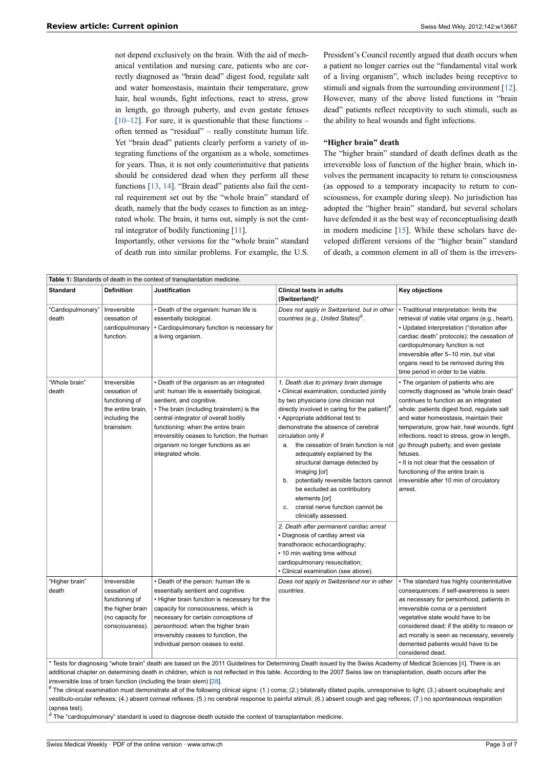not depend exclusively on the brain. With the aid of mechanical ventilation and nursing care, patients who are correctly diagnosed as "brain dead" digest food, regulate salt and water homeostasis, maintain their temperature, grow hair, heal wounds, fight infections, react to stress, grow in length, go through puberty, and even gestate fetuses [10–12]. For sure, it is questionable that these functions – often termed as "residual" – really constitute human life. Yet "brain dead" patients clearly perform a variety of integrating functions of the organism as a whole, sometimes for years. Thus, it is not only counterintuitive that patients should be considered dead when they perform all these functions [13, 14]. "Brain dead" patients also fail the central requirement set out by the "whole brain" standard of death, namely that the body ceases to function as an integrated whole. The brain, it turns out, simply is not the central integrator of bodily functioning [11].

Importantly, other versions for the "whole brain" standard of death run into similar problems. For example, the U.S. President's Council recently argued that death occurs when a patient no longer carries out the "fundamental vital work of a living organism", which includes being receptive to stimuli and signals from the surrounding environment [12]. However, many of the above listed functions in "brain dead" patients reflect receptivity to such stimuli, such as the ability to heal wounds and fight infections.

### "Higher brain" death

The "higher brain" standard of death defines death as the irreversible loss of function of the higher brain, which involves the permanent incapacity to return to consciousness (as opposed to a temporary incapacity to return to consciousness, for example during sleep). No jurisdiction has adopted the "higher brain" standard, but several scholars have defended it as the best way of reconceptualising death in modern medicine [15]. While these scholars have developed different versions of the "higher brain" standard of death, a common element in all of them is the irrevers-

**Table 1:** Standards of death in the context of transplantation medicine.

| Standard | Definition | Justification | Clinical tests in adults (Switzerland)* | Key objections |
|---|---|---|---|---|
| "Cardiopulmonary" death | Irreversible cessation of cardiopulmonary function. | • Death of the organism: human life is essentially biological.<br>• Cardiopulmonary function is necessary for a living organism. | *Does not apply in Switzerland, but in other countries (e.g., United States)*[Δ]. | • Traditional interpretation: limits the retrieval of viable vital organs (e.g., heart).<br>• Updated interpretation ("donation after cardiac death" protocols): the cessation of cardiopulmonary function is not irreversible after 5–10 min, but vital organs need to be removed during this time period in order to be viable. |
| "Whole brain" death | Irreversible cessation of functioning of the entire brain, including the brainstem. | • Death of the organism as an integrated unit: human life is essentially biological, sentient, and cognitive.<br>• The brain (including brainstem) is the central integrator of overall bodily functioning: when the entire brain irreversibly ceases to function, the human organism no longer functions as an integrated whole. | *1. Death due to primary brain damage*<br>• Clinical examination, conducted jointly by two physicians (one clinician not directly involved in caring for the patient)[#].<br>• Appropriate additional test to demonstrate the absence of cerebral circulation only if<br>a. the cessation of brain function is not adequately explained by the structural damage detected by imaging [or]<br>b. potentially reversible factors cannot be excluded as contributory elements [or]<br>c. cranial nerve function cannot be clinically assessed.<br><br>*2. Death after permanent cardiac arrest*<br>• Diagnosis of cardiay arrest via transthoracic echocardiography;<br>• 10 min waiting time without cardiopulmonary resuscitation;<br>• Clinical examination (see above). | • The organism of patients who are correctly diagnosed as "whole brain dead" continues to function as an integrated whole: patients digest food, regulate salt and water homeostasis, maintain their temperature, grow hair, heal wounds, fight infections, react to stress, grow in length, go through puberty, and even gestate fetuses.<br>• It is not clear that the cessation of functioning of the entire brain is irreversible after 10 min of circulatory arrest. |
| "Higher brain" death | Irreversible cessation of functioning of the higher brain (no capacity for consciousness). | • Death of the person: human life is essentially sentient and cognitive.<br>• Higher brain function is necessary for the capacity for consciousness, which is necessary for certain conceptions of personhood: when the higher brain irreversibly ceases to function, the individual person ceases to exist. | *Does not apply in Switzerland nor in other countries.* | • The standard has highly counterintuitive consequences: if self-awareness is seen as necessary for personhood, patients in irreversible coma or a persistent vegetative state would have to be considered dead; if the ability to reason or act morally is seen as necessary, severely demented patients would have to be considered dead. |

\* Tests for diagnosing "whole brain" death are based on the 2011 Guidelines for Determining Death issued by the Swiss Academy of Medical Sciences [4]. There is an additional chapter on determining death in children, which is not reflected in this table. According to the 2007 Swiss law on transplantation, death occurs after the irreversible loss of brain function (including the brain stem) [28].

[#] The clinical examination must demonstrate all of the following clinical signs: (1.) coma; (2.) bilaterally dilated pupils, unresponsive to light; (3.) absent oculoephalic and vestibulo-ocular reflexes; (4.) absent corneal reflexes; (5.) no cerebral response to painful stimuli; (6.) absent cough and gag reflexes; (7.) no sponteaneous respiration (apnea test).

[Δ] The "cardiopulmonary" standard is used to diagnose death outside the context of transplantation medicine.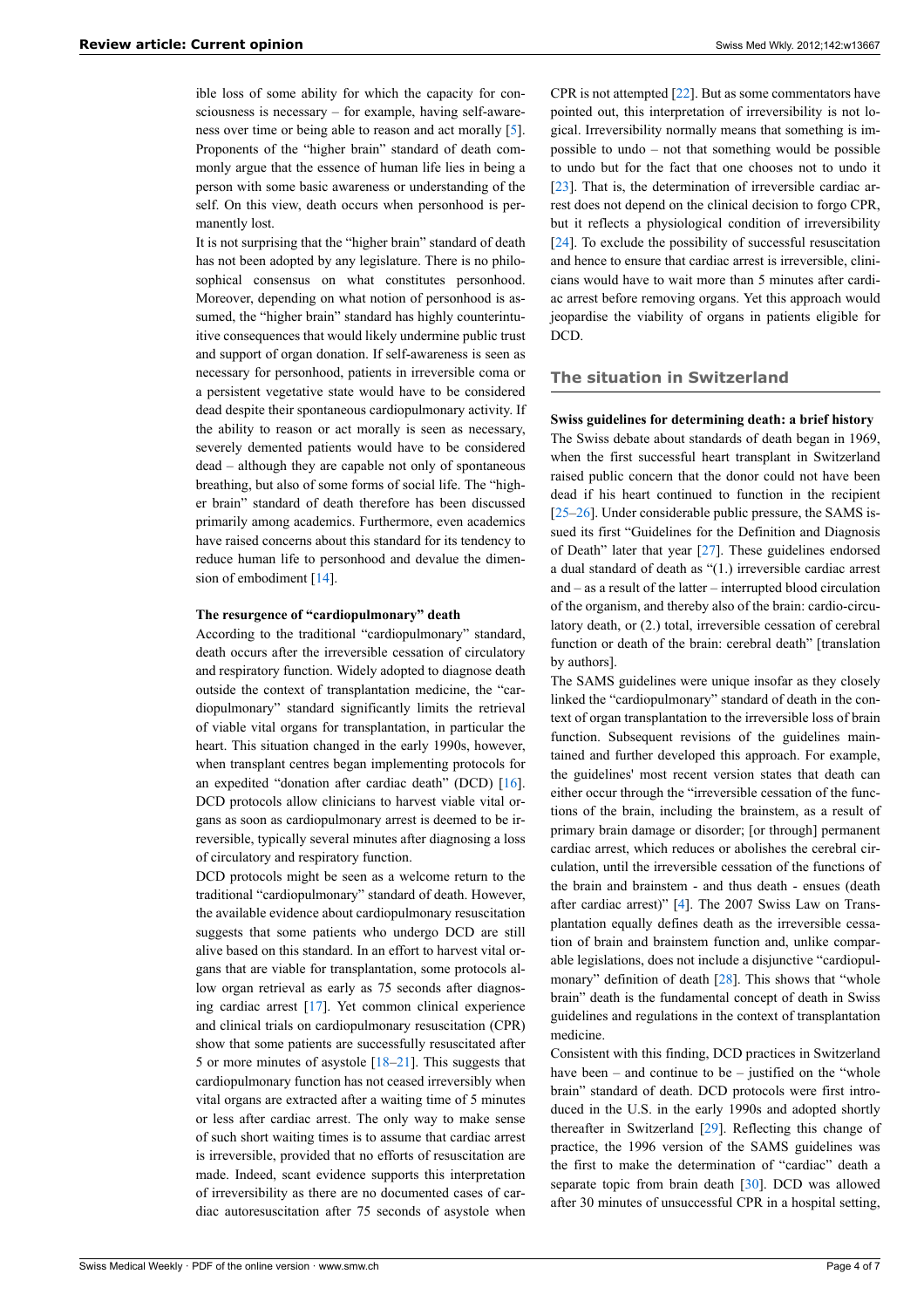ible loss of some ability for which the capacity for consciousness is necessary – for example, having self-awareness over time or being able to reason and act morally [5]. Proponents of the "higher brain" standard of death commonly argue that the essence of human life lies in being a person with some basic awareness or understanding of the self. On this view, death occurs when personhood is permanently lost.

It is not surprising that the "higher brain" standard of death has not been adopted by any legislature. There is no philosophical consensus on what constitutes personhood. Moreover, depending on what notion of personhood is assumed, the "higher brain" standard has highly counterintuitive consequences that would likely undermine public trust and support of organ donation. If self-awareness is seen as necessary for personhood, patients in irreversible coma or a persistent vegetative state would have to be considered dead despite their spontaneous cardiopulmonary activity. If the ability to reason or act morally is seen as necessary, severely demented patients would have to be considered dead – although they are capable not only of spontaneous breathing, but also of some forms of social life. The "higher brain" standard of death therefore has been discussed primarily among academics. Furthermore, even academics have raised concerns about this standard for its tendency to reduce human life to personhood and devalue the dimension of embodiment [14].

**The resurgence of "cardiopulmonary" death**

According to the traditional "cardiopulmonary" standard, death occurs after the irreversible cessation of circulatory and respiratory function. Widely adopted to diagnose death outside the context of transplantation medicine, the "cardiopulmonary" standard significantly limits the retrieval of viable vital organs for transplantation, in particular the heart. This situation changed in the early 1990s, however, when transplant centres began implementing protocols for an expedited "donation after cardiac death" (DCD) [16]. DCD protocols allow clinicians to harvest viable vital organs as soon as cardiopulmonary arrest is deemed to be irreversible, typically several minutes after diagnosing a loss of circulatory and respiratory function.

DCD protocols might be seen as a welcome return to the traditional "cardiopulmonary" standard of death. However, the available evidence about cardiopulmonary resuscitation suggests that some patients who undergo DCD are still alive based on this standard. In an effort to harvest vital organs that are viable for transplantation, some protocols allow organ retrieval as early as 75 seconds after diagnosing cardiac arrest [17]. Yet common clinical experience and clinical trials on cardiopulmonary resuscitation (CPR) show that some patients are successfully resuscitated after 5 or more minutes of asystole [18–21]. This suggests that cardiopulmonary function has not ceased irreversibly when vital organs are extracted after a waiting time of 5 minutes or less after cardiac arrest. The only way to make sense of such short waiting times is to assume that cardiac arrest is irreversible, provided that no efforts of resuscitation are made. Indeed, scant evidence supports this interpretation of irreversibility as there are no documented cases of cardiac autoresuscitation after 75 seconds of asystole when CPR is not attempted [22]. But as some commentators have pointed out, this interpretation of irreversibility is not logical. Irreversibility normally means that something is impossible to undo – not that something would be possible to undo but for the fact that one chooses not to undo it [23]. That is, the determination of irreversible cardiac arrest does not depend on the clinical decision to forgo CPR, but it reflects a physiological condition of irreversibility [24]. To exclude the possibility of successful resuscitation and hence to ensure that cardiac arrest is irreversible, clinicians would have to wait more than 5 minutes after cardiac arrest before removing organs. Yet this approach would jeopardise the viability of organs in patients eligible for DCD.

## The situation in Switzerland

**Swiss guidelines for determining death: a brief history**

The Swiss debate about standards of death began in 1969, when the first successful heart transplant in Switzerland raised public concern that the donor could not have been dead if his heart continued to function in the recipient [25–26]. Under considerable public pressure, the SAMS issued its first "Guidelines for the Definition and Diagnosis of Death" later that year [27]. These guidelines endorsed a dual standard of death as "(1.) irreversible cardiac arrest and – as a result of the latter – interrupted blood circulation of the organism, and thereby also of the brain: cardio-circulatory death, or (2.) total, irreversible cessation of cerebral function or death of the brain: cerebral death" [translation by authors].

The SAMS guidelines were unique insofar as they closely linked the "cardiopulmonary" standard of death in the context of organ transplantation to the irreversible loss of brain function. Subsequent revisions of the guidelines maintained and further developed this approach. For example, the guidelines' most recent version states that death can either occur through the "irreversible cessation of the functions of the brain, including the brainstem, as a result of primary brain damage or disorder; [or through] permanent cardiac arrest, which reduces or abolishes the cerebral circulation, until the irreversible cessation of the functions of the brain and brainstem - and thus death - ensues (death after cardiac arrest)" [4]. The 2007 Swiss Law on Transplantation equally defines death as the irreversible cessation of brain and brainstem function and, unlike comparable legislations, does not include a disjunctive "cardiopulmonary" definition of death [28]. This shows that "whole brain" death is the fundamental concept of death in Swiss guidelines and regulations in the context of transplantation medicine.

Consistent with this finding, DCD practices in Switzerland have been – and continue to be – justified on the "whole brain" standard of death. DCD protocols were first introduced in the U.S. in the early 1990s and adopted shortly thereafter in Switzerland [29]. Reflecting this change of practice, the 1996 version of the SAMS guidelines was the first to make the determination of "cardiac" death a separate topic from brain death [30]. DCD was allowed after 30 minutes of unsuccessful CPR in a hospital setting,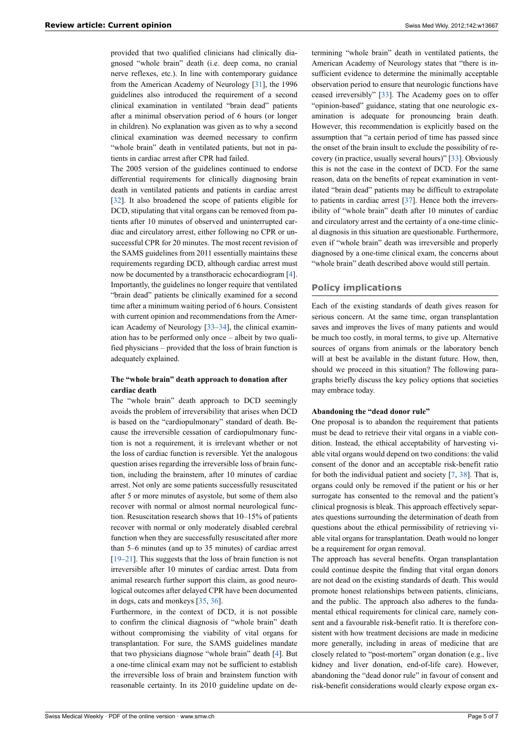provided that two qualified clinicians had clinically diagnosed "whole brain" death (i.e. deep coma, no cranial nerve reflexes, etc.). In line with contemporary guidance from the American Academy of Neurology [31], the 1996 guidelines also introduced the requirement of a second clinical examination in ventilated "brain dead" patients after a minimal observation period of 6 hours (or longer in children). No explanation was given as to why a second clinical examination was deemed necessary to confirm "whole brain" death in ventilated patients, but not in patients in cardiac arrest after CPR had failed.

The 2005 version of the guidelines continued to endorse differential requirements for clinically diagnosing brain death in ventilated patients and patients in cardiac arrest [32]. It also broadened the scope of patients eligible for DCD, stipulating that vital organs can be removed from patients after 10 minutes of observed and uninterrupted cardiac and circulatory arrest, either following no CPR or unsuccessful CPR for 20 minutes. The most recent revision of the SAMS guidelines from 2011 essentially maintains these requirements regarding DCD, although cardiac arrest must now be documented by a transthoracic echocardiogram [4]. Importantly, the guidelines no longer require that ventilated "brain dead" patients be clinically examined for a second time after a minimum waiting period of 6 hours. Consistent with current opinion and recommendations from the American Academy of Neurology [33–34], the clinical examination has to be performed only once – albeit by two qualified physicians – provided that the loss of brain function is adequately explained.

### The "whole brain" death approach to donation after cardiac death

The "whole brain" death approach to DCD seemingly avoids the problem of irreversibility that arises when DCD is based on the "cardiopulmonary" standard of death. Because the irreversible cessation of cardiopulmonary function is not a requirement, it is irrelevant whether or not the loss of cardiac function is reversible. Yet the analogous question arises regarding the irreversible loss of brain function, including the brainstem, after 10 minutes of cardiac arrest. Not only are some patients successfully resuscitated after 5 or more minutes of asystole, but some of them also recover with normal or almost normal neurological function. Resuscitation research shows that 10–15% of patients recover with normal or only moderately disabled cerebral function when they are successfully resuscitated after more than 5–6 minutes (and up to 35 minutes) of cardiac arrest [19–21]. This suggests that the loss of brain function is not irreversible after 10 minutes of cardiac arrest. Data from animal research further support this claim, as good neurological outcomes after delayed CPR have been documented in dogs, cats and monkeys [35, 36].

Furthermore, in the context of DCD, it is not possible to confirm the clinical diagnosis of "whole brain" death without compromising the viability of vital organs for transplantation. For sure, the SAMS guidelines mandate that two physicians diagnose "whole brain" death [4]. But a one-time clinical exam may not be sufficient to establish the irreversible loss of brain and brainstem function with reasonable certainty. In its 2010 guideline update on determining "whole brain" death in ventilated patients, the American Academy of Neurology states that "there is insufficient evidence to determine the minimally acceptable observation period to ensure that neurologic functions have ceased irreversibly" [33]. The Academy goes on to offer "opinion-based" guidance, stating that one neurologic examination is adequate for pronouncing brain death. However, this recommendation is explicitly based on the assumption that "a certain period of time has passed since the onset of the brain insult to exclude the possibility of recovery (in practice, usually several hours)" [33]. Obviously this is not the case in the context of DCD. For the same reason, data on the benefits of repeat examination in ventilated "brain dead" patients may be difficult to extrapolate to patients in cardiac arrest [37]. Hence both the irreversibility of "whole brain" death after 10 minutes of cardiac and circulatory arrest and the certainty of a one-time clinical diagnosis in this situation are questionable. Furthermore, even if "whole brain" death was irreversible and properly diagnosed by a one-time clinical exam, the concerns about "whole brain" death described above would still pertain.

## Policy implications

Each of the existing standards of death gives reason for serious concern. At the same time, organ transplantation saves and improves the lives of many patients and would be much too costly, in moral terms, to give up. Alternative sources of organs from animals or the laboratory bench will at best be available in the distant future. How, then, should we proceed in this situation? The following paragraphs briefly discuss the key policy options that societies may embrace today.

### Abandoning the "dead donor rule"

One proposal is to abandon the requirement that patients must be dead to retrieve their vital organs in a viable condition. Instead, the ethical acceptability of harvesting viable vital organs would depend on two conditions: the valid consent of the donor and an acceptable risk-benefit ratio for both the individual patient and society [7, 38]. That is, organs could only be removed if the patient or his or her surrogate has consented to the removal and the patient's clinical prognosis is bleak. This approach effectively separates questions surrounding the determination of death from questions about the ethical permissibility of retrieving viable vital organs for transplantation. Death would no longer be a requirement for organ removal.

The approach has several benefits. Organ transplantation could continue despite the finding that vital organ donors are not dead on the existing standards of death. This would promote honest relationships between patients, clinicians, and the public. The approach also adheres to the fundamental ethical requirements for clinical care, namely consent and a favourable risk-benefit ratio. It is therefore consistent with how treatment decisions are made in medicine more generally, including in areas of medicine that are closely related to "post-mortem" organ donation (e.g., live kidney and liver donation, end-of-life care). However, abandoning the "dead donor rule" in favour of consent and risk-benefit considerations would clearly expose organ ex-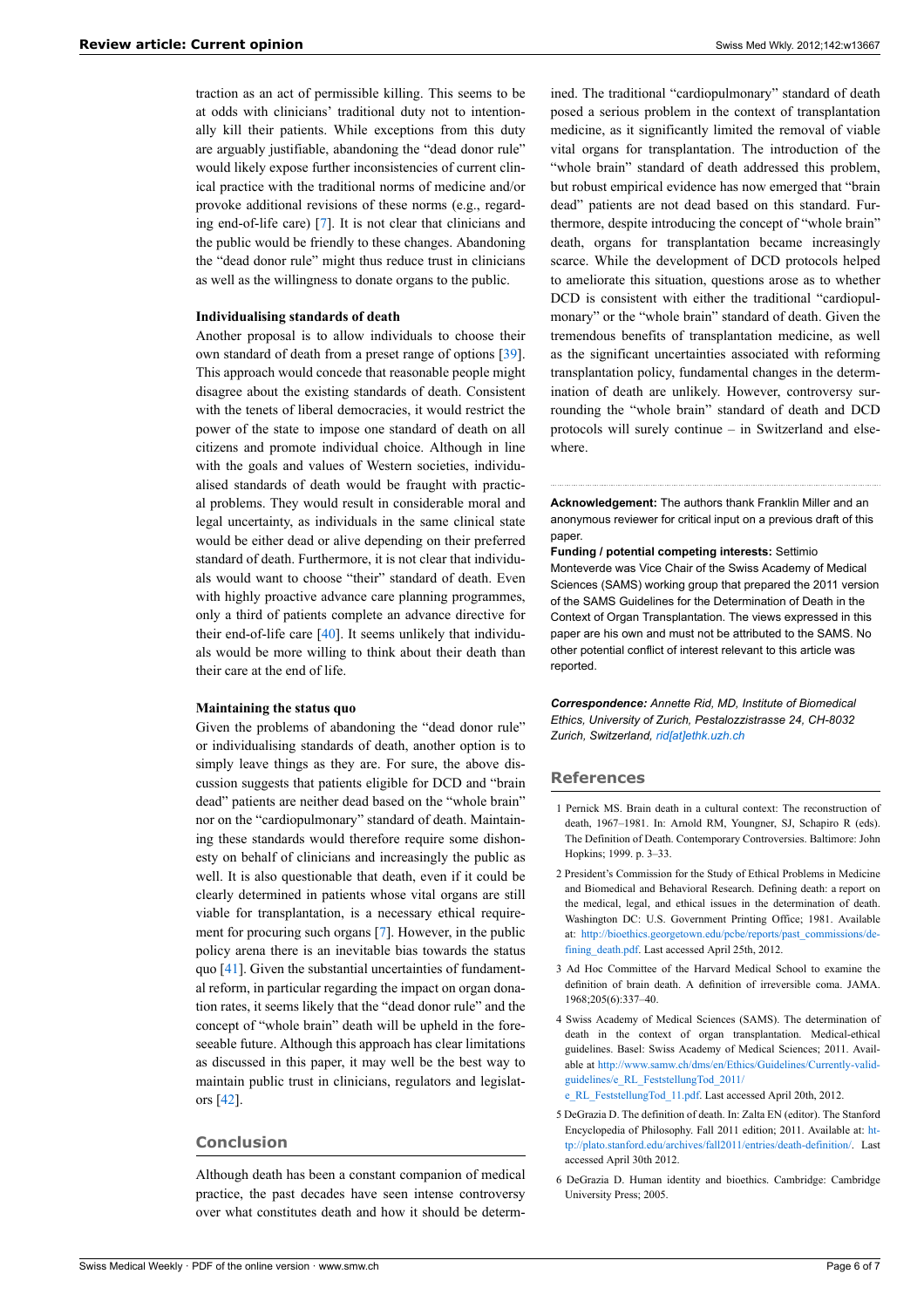traction as an act of permissible killing. This seems to be at odds with clinicians' traditional duty not to intentionally kill their patients. While exceptions from this duty are arguably justifiable, abandoning the "dead donor rule" would likely expose further inconsistencies of current clinical practice with the traditional norms of medicine and/or provoke additional revisions of these norms (e.g., regarding end-of-life care) [7]. It is not clear that clinicians and the public would be friendly to these changes. Abandoning the "dead donor rule" might thus reduce trust in clinicians as well as the willingness to donate organs to the public.

### Individualising standards of death

Another proposal is to allow individuals to choose their own standard of death from a preset range of options [39]. This approach would concede that reasonable people might disagree about the existing standards of death. Consistent with the tenets of liberal democracies, it would restrict the power of the state to impose one standard of death on all citizens and promote individual choice. Although in line with the goals and values of Western societies, individualised standards of death would be fraught with practical problems. They would result in considerable moral and legal uncertainty, as individuals in the same clinical state would be either dead or alive depending on their preferred standard of death. Furthermore, it is not clear that individuals would want to choose "their" standard of death. Even with highly proactive advance care planning programmes, only a third of patients complete an advance directive for their end-of-life care [40]. It seems unlikely that individuals would be more willing to think about their death than their care at the end of life.

### Maintaining the status quo

Given the problems of abandoning the "dead donor rule" or individualising standards of death, another option is to simply leave things as they are. For sure, the above discussion suggests that patients eligible for DCD and "brain dead" patients are neither dead based on the "whole brain" nor on the "cardiopulmonary" standard of death. Maintaining these standards would therefore require some dishonesty on behalf of clinicians and increasingly the public as well. It is also questionable that death, even if it could be clearly determined in patients whose vital organs are still viable for transplantation, is a necessary ethical requirement for procuring such organs [7]. However, in the public policy arena there is an inevitable bias towards the status quo [41]. Given the substantial uncertainties of fundamental reform, in particular regarding the impact on organ donation rates, it seems likely that the "dead donor rule" and the concept of "whole brain" death will be upheld in the foreseeable future. Although this approach has clear limitations as discussed in this paper, it may well be the best way to maintain public trust in clinicians, regulators and legislators [42].

## Conclusion

Although death has been a constant companion of medical practice, the past decades have seen intense controversy over what constitutes death and how it should be determined. The traditional "cardiopulmonary" standard of death posed a serious problem in the context of transplantation medicine, as it significantly limited the removal of viable vital organs for transplantation. The introduction of the "whole brain" standard of death addressed this problem, but robust empirical evidence has now emerged that "brain dead" patients are not dead based on this standard. Furthermore, despite introducing the concept of "whole brain" death, organs for transplantation became increasingly scarce. While the development of DCD protocols helped to ameliorate this situation, questions arose as to whether DCD is consistent with either the traditional "cardiopulmonary" or the "whole brain" standard of death. Given the tremendous benefits of transplantation medicine, as well as the significant uncertainties associated with reforming transplantation policy, fundamental changes in the determination of death are unlikely. However, controversy surrounding the "whole brain" standard of death and DCD protocols will surely continue – in Switzerland and elsewhere.

---

**Acknowledgement:** The authors thank Franklin Miller and an anonymous reviewer for critical input on a previous draft of this paper.

**Funding / potential competing interests:** Settimio Monteverde was Vice Chair of the Swiss Academy of Medical Sciences (SAMS) working group that prepared the 2011 version of the SAMS Guidelines for the Determination of Death in the Context of Organ Transplantation. The views expressed in this paper are his own and must not be attributed to the SAMS. No other potential conflict of interest relevant to this article was reported.

***Correspondence:*** *Annette Rid, MD, Institute of Biomedical Ethics, University of Zurich, Pestalozzistrasse 24, CH-8032 Zurich, Switzerland, rid[at]ethk.uzh.ch*

## References

1. Pernick MS. Brain death in a cultural context: The reconstruction of death, 1967–1981. In: Arnold RM, Youngner, SJ, Schapiro R (eds). The Definition of Death. Contemporary Controversies. Baltimore: John Hopkins; 1999. p. 3–33.
2. President's Commission for the Study of Ethical Problems in Medicine and Biomedical and Behavioral Research. Defining death: a report on the medical, legal, and ethical issues in the determination of death. Washington DC: U.S. Government Printing Office; 1981. Available at: http://bioethics.georgetown.edu/pcbe/reports/past_commissions/defining_death.pdf. Last accessed April 25th, 2012.
3. Ad Hoc Committee of the Harvard Medical School to examine the definition of brain death. A definition of irreversible coma. JAMA. 1968;205(6):337–40.
4. Swiss Academy of Medical Sciences (SAMS). The determination of death in the context of organ transplantation. Medical-ethical guidelines. Basel: Swiss Academy of Medical Sciences; 2011. Available at http://www.samw.ch/dms/en/Ethics/Guidelines/Currently-valid-guidelines/e_RL_FeststellungTod_2011/e_RL_FeststellungTod_11.pdf. Last accessed April 20th, 2012.
5. DeGrazia D. The definition of death. In: Zalta EN (editor). The Stanford Encyclopedia of Philosophy. Fall 2011 edition; 2011. Available at: http://plato.stanford.edu/archives/fall2011/entries/death-definition/. Last accessed April 30th 2012.
6. DeGrazia D. Human identity and bioethics. Cambridge: Cambridge University Press; 2005.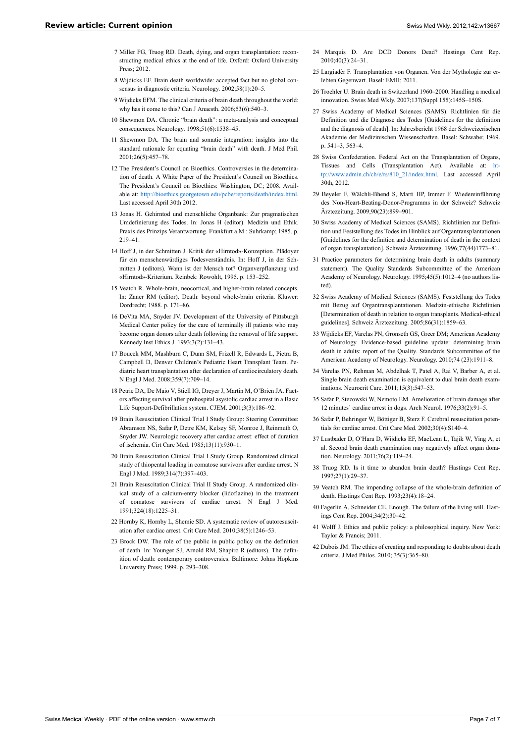7 Miller FG, Truog RD. Death, dying, and organ transplantation: reconstructing medical ethics at the end of life. Oxford: Oxford University Press; 2012.

8 Wijdicks EF. Brain death worldwide: accepted fact but no global consensus in diagnostic criteria. Neurology. 2002;58(1):20–5.

9 Wijdicks EFM. The clinical criteria of brain death throughout the world: why has it come to this? Can J Anaesth. 2006;53(6):540–3.

10 Shewmon DA. Chronic "brain death": a meta-analysis and conceptual consequences. Neurology. 1998;51(6):1538–45.

11 Shewmon DA. The brain and somatic integration: insights into the standard rationale for equating "brain death" with death. J Med Phil. 2001;26(5):457–78.

12 The President's Council on Bioethics. Controversies in the determination of death. A White Paper of the President's Council on Bioethics. The President's Council on Bioethics: Washington, DC; 2008. Available at: http://bioethics.georgetown.edu/pcbe/reports/death/index.html. Last accessed April 30th 2012.

13 Jonas H. Gehirntod und menschliche Organbank: Zur pragmatischen Umdefinierung des Todes. In: Jonas H (editor). Medizin und Ethik. Praxis des Prinzips Verantwortung. Frankfurt a.M.: Suhrkamp; 1985. p. 219–41.

14 Hoff J, in der Schmitten J. Kritik der «Hirntod»-Konzeption. Plädoyer für ein menschenwürdiges Todesverständnis. In: Hoff J, in der Schmitten J (editors). Wann ist der Mensch tot? Organverpflanzung und «Hirntod»-Kriterium. Reinbek: Rowohlt, 1995. p. 153–252.

15 Veatch R. Whole-brain, neocortical, and higher-brain related concepts. In: Zaner RM (editor). Death: beyond whole-brain criteria. Kluwer: Dordrecht; 1988. p. 171–86.

16 DeVita MA, Snyder JV. Development of the University of Pittsburgh Medical Center policy for the care of terminally ill patients who may become organ donors after death following the removal of life support. Kennedy Inst Ethics J. 1993;3(2):131–43.

17 Boucek MM, Mashburn C, Dunn SM, Frizell R, Edwards L, Pietra B, Campbell D, Denver Children's Pediatric Heart Transplant Team. Pediatric heart transplantation after declaration of cardiocirculatory death. N Engl J Med. 2008;359(7):709–14.

18 Petrie DA, De Maio V, Stiell IG, Dreyer J, Martin M, O'Brien JA. Factors affecting survival after prehospital asystolic cardiac arrest in a Basic Life Support-Defibrillation system. CJEM. 2001;3(3):186–92.

19 Brain Resuscitation Clinical Trial I Study Group: Steering Committee: Abramson NS, Safar P, Detre KM, Kelsey SF, Monroe J, Reinmuth O, Snyder JW. Neurologic recovery after cardiac arrest: effect of duration of ischemia. Cirt Care Med. 1985;13(11):930–1.

20 Brain Resuscitation Clinical Trial I Study Group. Randomized clinical study of thiopental loading in comatose survivors after cardiac arrest. N Engl J Med. 1989;314(7):397–403.

21 Brain Resuscitation Clinical Trial II Study Group. A randomized clinical study of a calcium-entry blocker (lidoflazine) in the treatment of comatose survivors of cardiac arrest. N Engl J Med. 1991;324(18):1225–31.

22 Hornby K, Hornby L, Shemie SD. A systematic review of autoresuscitation after cardiac arrest. Crit Care Med. 2010;38(5):1246–53.

23 Brock DW. The role of the public in public policy on the definition of death. In: Younger SJ, Arnold RM, Shapiro R (editors). The definition of death: contemporary controversies. Baltimore: Johns Hopkins University Press; 1999. p. 293–308.

24 Marquis D. Are DCD Donors Dead? Hastings Cent Rep. 2010;40(3):24–31.

25 Largiadèr F. Transplantation von Organen. Von der Mythologie zur erlebten Gegenwart. Basel: EMH; 2011.

26 Troehler U. Brain death in Switzerland 1960–2000. Handling a medical innovation. Swiss Med Wkly. 2007;137(Suppl 155):145S–150S.

27 Swiss Academy of Medical Sciences (SAMS). Richtlinien für die Definition und die Diagnose des Todes [Guidelines for the definition and the diagnosis of death]. In: Jahresbericht 1968 der Schweizerischen Akademie der Medizinischen Wissenschaften. Basel: Schwabe; 1969. p. 541–3, 563–4.

28 Swiss Confederation. Federal Act on the Transplantation of Organs, Tissues and Cells (Transplantation Act). Available at: http://www.admin.ch/ch/e/rs/810_21/index.html. Last accessed April 30th, 2012.

29 Beyeler F, Wälchli-Bhend S, Marti HP, Immer F. Wiedereinführung des Non-Heart-Beating-Donor-Programms in der Schweiz? Schweiz Ärztezeitung. 2009;90(23):899–901.

30 Swiss Academy of Medical Sciences (SAMS). Richtlinien zur Definition und Feststellung des Todes im Hinblick auf Organtransplantationen [Guidelines for the definition and determination of death in the context of organ transplantation]. Schweiz Ärztezeitung. 1996;77(44)1773–81.

31 Practice parameters for determining brain death in adults (summary statement). The Quality Standards Subcommittee of the American Academy of Neurology. Neurology. 1995;45(5):1012–4 (no authors listed).

32 Swiss Academy of Medical Sciences (SAMS). Feststellung des Todes mit Bezug auf Organtransplantationen. Medizin-ethische Richtlinien [Determination of death in relation to organ transplants. Medical-ethical guidelines]. Schweiz Ärztezeitung. 2005;86(31):1859–63.

33 Wijdicks EF, Varelas PN, Gronseth GS, Greer DM; American Academy of Neurology. Evidence-based guideline update: determining brain death in adults: report of the Quality. Standards Subcommittee of the American Academy of Neurology. Neurology. 2010;74 (23):1911–8.

34 Varelas PN, Rehman M, Abdelhak T, Patel A, Rai V, Barber A, et al. Single brain death examination is equivalent to dual brain death examinations. Neurocrit Care. 2011;15(3):547–53.

35 Safar P, Stezowski W, Nemoto EM. Amelioration of brain damage after 12 minutes' cardiac arrest in dogs. Arch Neurol. 1976;33(2):91–5.

36 Safar P, Behringer W, Böttiger B, Sterz F. Cerebral resuscitation potentials for cardiac arrest. Crit Care Med. 2002;30(4):S140–4.

37 Lustbader D, O'Hara D, Wijdicks EF, MacLean L, Tajik W, Ying A, et al. Second brain death examination may negatively affect organ donation. Neurology. 2011;76(2):119–24.

38 Truog RD. Is it time to abandon brain death? Hastings Cent Rep. 1997;27(1):29–37.

39 Veatch RM. The impending collapse of the whole-brain definition of death. Hastings Cent Rep. 1993;23(4):18–24.

40 Fagerlin A, Schneider CE. Enough. The failure of the living will. Hastings Cent Rep. 2004;34(2):30–42.

41 Wolff J. Ethics and public policy: a philosophical inquiry. New York: Taylor & Francis; 2011.

42 Dubois JM. The ethics of creating and responding to doubts about death criteria. J Med Philos. 2010; 35(3):365–80.